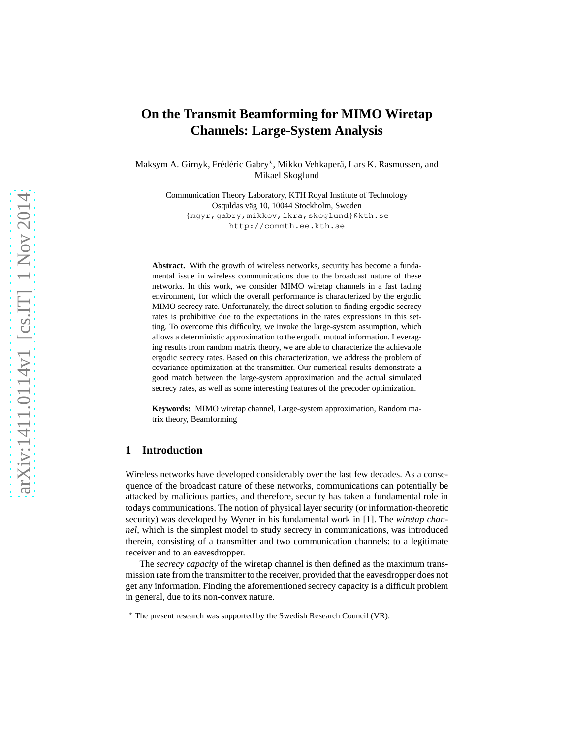# On the Transmit Beamforming for MIMO Wiretap Channels: Large-System Analysis

Maksym A. Girnyk, Frédéric Gabry*, Mikko Vehkaperä, Lars K. Rasmussen, and Mikael Skoglund

Communication Theory Laboratory, KTH Royal Institute of Technology
Osquldas väg 10, 10044 Stockholm, Sweden
{mgyr,gabry,mikkov,lkra,skoglund}@kth.se
http://commth.ee.kth.se

**Abstract.** With the growth of wireless networks, security has become a fundamental issue in wireless communications due to the broadcast nature of these networks. In this work, we consider MIMO wiretap channels in a fast fading environment, for which the overall performance is characterized by the ergodic MIMO secrecy rate. Unfortunately, the direct solution to finding ergodic secrecy rates is prohibitive due to the expectations in the rates expressions in this setting. To overcome this difficulty, we invoke the large-system assumption, which allows a deterministic approximation to the ergodic mutual information. Leveraging results from random matrix theory, we are able to characterize the achievable ergodic secrecy rates. Based on this characterization, we address the problem of covariance optimization at the transmitter. Our numerical results demonstrate a good match between the large-system approximation and the actual simulated secrecy rates, as well as some interesting features of the precoder optimization.

**Keywords:** MIMO wiretap channel, Large-system approximation, Random matrix theory, Beamforming

## 1 Introduction

Wireless networks have developed considerably over the last few decades. As a consequence of the broadcast nature of these networks, communications can potentially be attacked by malicious parties, and therefore, security has taken a fundamental role in todays communications. The notion of physical layer security (or information-theoretic security) was developed by Wyner in his fundamental work in [1]. The *wiretap channel*, which is the simplest model to study secrecy in communications, was introduced therein, consisting of a transmitter and two communication channels: to a legitimate receiver and to an eavesdropper.

The *secrecy capacity* of the wiretap channel is then defined as the maximum transmission rate from the transmitter to the receiver, provided that the eavesdropper does not get any information. Finding the aforementioned secrecy capacity is a difficult problem in general, due to its non-convex nature.

* The present research was supported by the Swedish Research Council (VR).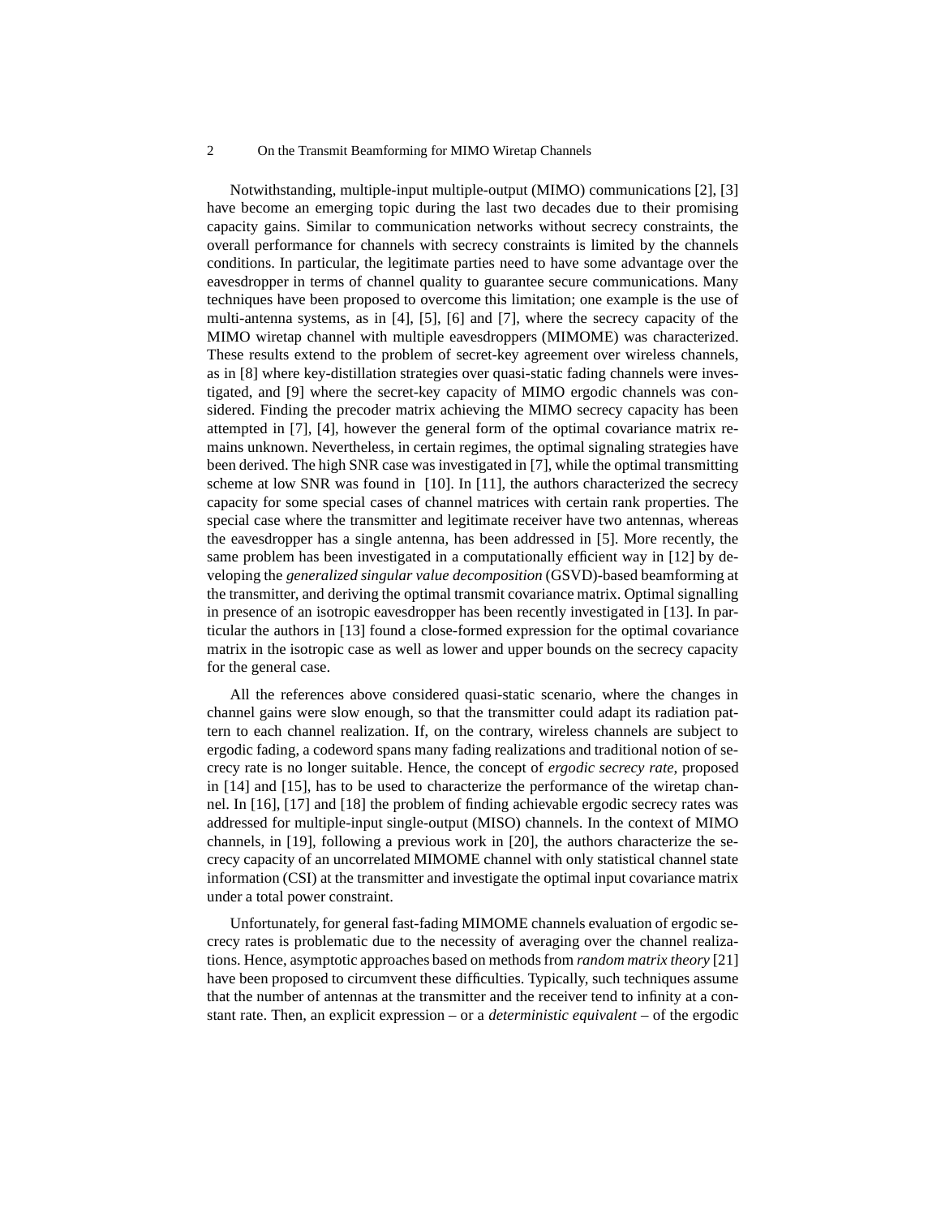Notwithstanding, multiple-input multiple-output (MIMO) communications [2], [3] have become an emerging topic during the last two decades due to their promising capacity gains. Similar to communication networks without secrecy constraints, the overall performance for channels with secrecy constraints is limited by the channels conditions. In particular, the legitimate parties need to have some advantage over the eavesdropper in terms of channel quality to guarantee secure communications. Many techniques have been proposed to overcome this limitation; one example is the use of multi-antenna systems, as in [4], [5], [6] and [7], where the secrecy capacity of the MIMO wiretap channel with multiple eavesdroppers (MIMOME) was characterized. These results extend to the problem of secret-key agreement over wireless channels, as in [8] where key-distillation strategies over quasi-static fading channels were investigated, and [9] where the secret-key capacity of MIMO ergodic channels was considered. Finding the precoder matrix achieving the MIMO secrecy capacity has been attempted in [7], [4], however the general form of the optimal covariance matrix remains unknown. Nevertheless, in certain regimes, the optimal signaling strategies have been derived. The high SNR case was investigated in [7], while the optimal transmitting scheme at low SNR was found in [10]. In [11], the authors characterized the secrecy capacity for some special cases of channel matrices with certain rank properties. The special case where the transmitter and legitimate receiver have two antennas, whereas the eavesdropper has a single antenna, has been addressed in [5]. More recently, the same problem has been investigated in a computationally efficient way in [12] by developing the *generalized singular value decomposition* (GSVD)-based beamforming at the transmitter, and deriving the optimal transmit covariance matrix. Optimal signalling in presence of an isotropic eavesdropper has been recently investigated in [13]. In particular the authors in [13] found a close-formed expression for the optimal covariance matrix in the isotropic case as well as lower and upper bounds on the secrecy capacity for the general case.

All the references above considered quasi-static scenario, where the changes in channel gains were slow enough, so that the transmitter could adapt its radiation pattern to each channel realization. If, on the contrary, wireless channels are subject to ergodic fading, a codeword spans many fading realizations and traditional notion of secrecy rate is no longer suitable. Hence, the concept of *ergodic secrecy rate*, proposed in [14] and [15], has to be used to characterize the performance of the wiretap channel. In [16], [17] and [18] the problem of finding achievable ergodic secrecy rates was addressed for multiple-input single-output (MISO) channels. In the context of MIMO channels, in [19], following a previous work in [20], the authors characterize the secrecy capacity of an uncorrelated MIMOME channel with only statistical channel state information (CSI) at the transmitter and investigate the optimal input covariance matrix under a total power constraint.

Unfortunately, for general fast-fading MIMOME channels evaluation of ergodic secrecy rates is problematic due to the necessity of averaging over the channel realizations. Hence, asymptotic approaches based on methods from *random matrix theory* [21] have been proposed to circumvent these difficulties. Typically, such techniques assume that the number of antennas at the transmitter and the receiver tend to infinity at a constant rate. Then, an explicit expression – or a *deterministic equivalent* – of the ergodic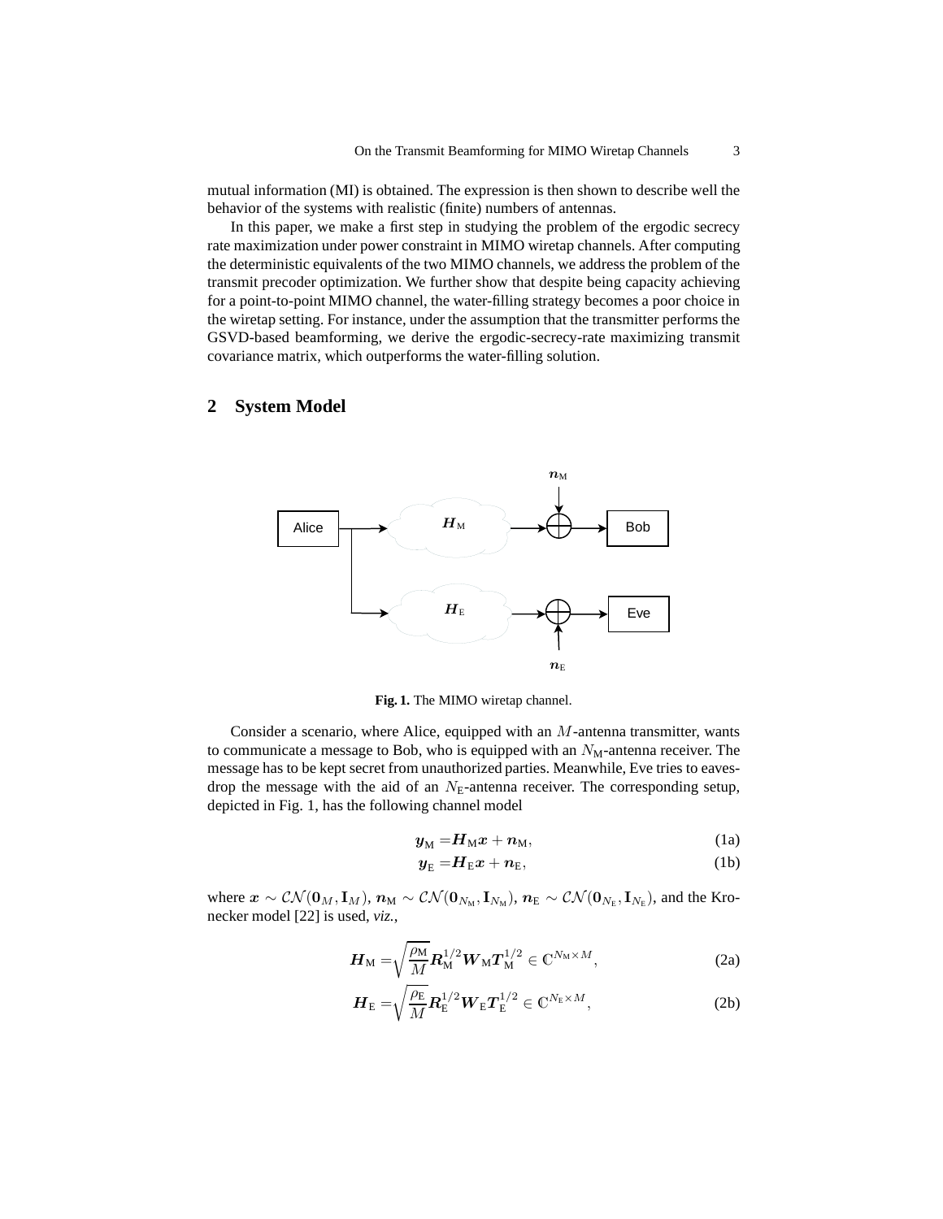mutual information (MI) is obtained. The expression is then shown to describe well the behavior of the systems with realistic (finite) numbers of antennas.

In this paper, we make a first step in studying the problem of the ergodic secrecy rate maximization under power constraint in MIMO wiretap channels. After computing the deterministic equivalents of the two MIMO channels, we address the problem of the transmit precoder optimization. We further show that despite being capacity achieving for a point-to-point MIMO channel, the water-filling strategy becomes a poor choice in the wiretap setting. For instance, under the assumption that the transmitter performs the GSVD-based beamforming, we derive the ergodic-secrecy-rate maximizing transmit covariance matrix, which outperforms the water-filling solution.

## 2 System Model

**Fig. 1.** The MIMO wiretap channel.

Consider a scenario, where Alice, equipped with an $M$-antenna transmitter, wants to communicate a message to Bob, who is equipped with an $N_{\mathrm{M}}$-antenna receiver. The message has to be kept secret from unauthorized parties. Meanwhile, Eve tries to eavesdrop the message with the aid of an $N_{\mathrm{E}}$-antenna receiver. The corresponding setup, depicted in Fig. 1, has the following channel model

$$\boldsymbol{y}_{\mathrm{M}} = \boldsymbol{H}_{\mathrm{M}}\boldsymbol{x} + \boldsymbol{n}_{\mathrm{M}}, \tag{1a}$$

$$\boldsymbol{y}_{\mathrm{E}} = \boldsymbol{H}_{\mathrm{E}}\boldsymbol{x} + \boldsymbol{n}_{\mathrm{E}}, \tag{1b}$$

where $\boldsymbol{x} \sim \mathcal{CN}(\mathbf{0}_M, \mathbf{I}_M)$, $\boldsymbol{n}_{\mathrm{M}} \sim \mathcal{CN}(\mathbf{0}_{N_{\mathrm{M}}}, \mathbf{I}_{N_{\mathrm{M}}})$, $\boldsymbol{n}_{\mathrm{E}} \sim \mathcal{CN}(\mathbf{0}_{N_{\mathrm{E}}}, \mathbf{I}_{N_{\mathrm{E}}})$, and the Kronecker model [22] is used, *viz.*,

$$\boldsymbol{H}_{\mathrm{M}} = \sqrt{\frac{\rho_{\mathrm{M}}}{M}}\boldsymbol{R}_{\mathrm{M}}^{1/2}\boldsymbol{W}_{\mathrm{M}}\boldsymbol{T}_{\mathrm{M}}^{1/2} \in \mathbb{C}^{N_{\mathrm{M}} \times M}, \tag{2a}$$

$$\boldsymbol{H}_{\mathrm{E}} = \sqrt{\frac{\rho_{\mathrm{E}}}{M}}\boldsymbol{R}_{\mathrm{E}}^{1/2}\boldsymbol{W}_{\mathrm{E}}\boldsymbol{T}_{\mathrm{E}}^{1/2} \in \mathbb{C}^{N_{\mathrm{E}} \times M}, \tag{2b}$$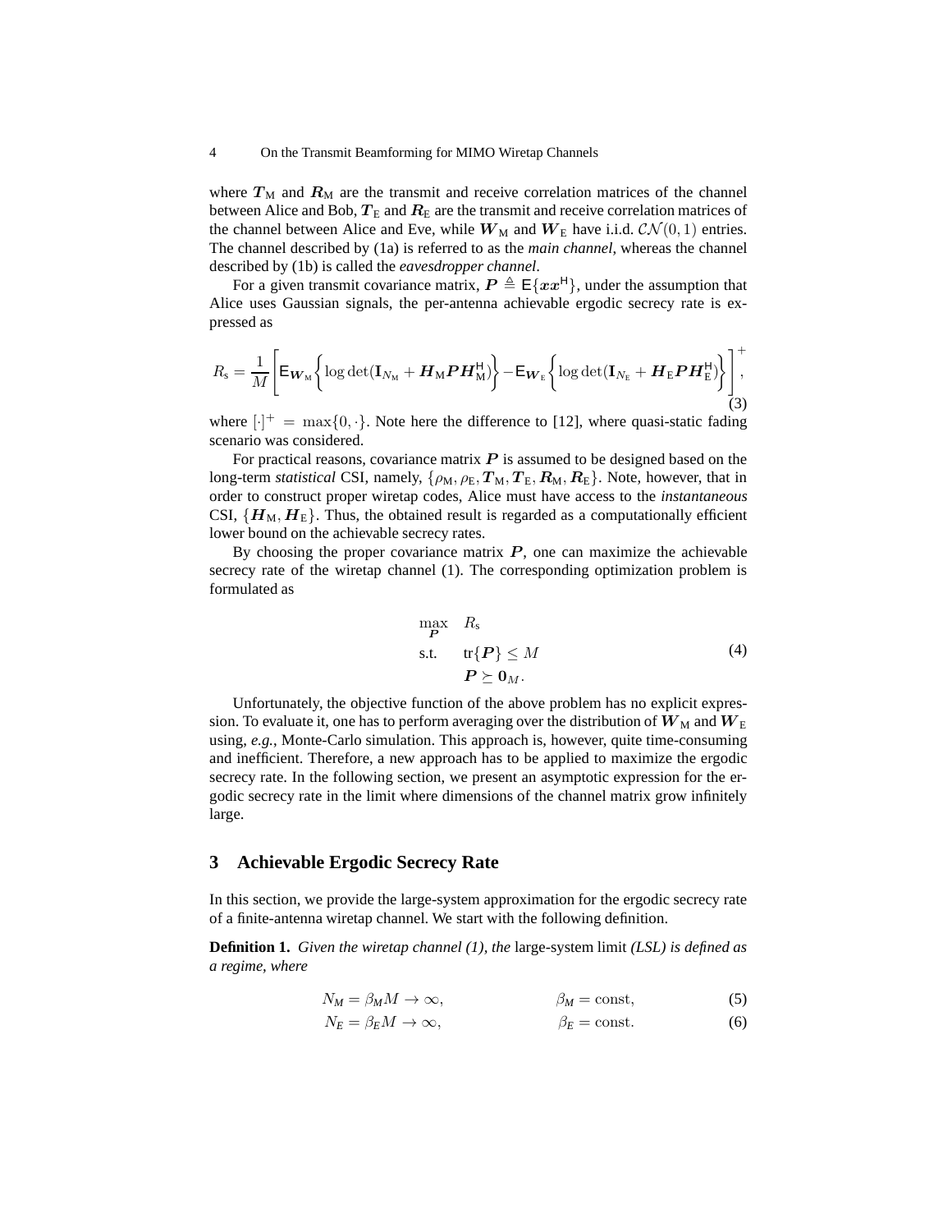where $\boldsymbol{T}_{\mathrm{M}}$ and $\boldsymbol{R}_{\mathrm{M}}$ are the transmit and receive correlation matrices of the channel between Alice and Bob, $\boldsymbol{T}_{\mathrm{E}}$ and $\boldsymbol{R}_{\mathrm{E}}$ are the transmit and receive correlation matrices of the channel between Alice and Eve, while $\boldsymbol{W}_{\mathrm{M}}$ and $\boldsymbol{W}_{\mathrm{E}}$ have i.i.d. $\mathcal{CN}(0,1)$ entries. The channel described by (1a) is referred to as the *main channel*, whereas the channel described by (1b) is called the *eavesdropper channel*.

For a given transmit covariance matrix, $\boldsymbol{P} \triangleq \mathsf{E}\{\boldsymbol{x}\boldsymbol{x}^{\mathsf{H}}\}$, under the assumption that Alice uses Gaussian signals, the per-antenna achievable ergodic secrecy rate is expressed as

$$R_{\mathrm{s}} = \frac{1}{M}\left[\mathsf{E}_{\boldsymbol{W}_{\mathrm{M}}}\left\{\log\det(\mathbf{I}_{N_{\mathrm{M}}} + \boldsymbol{H}_{\mathrm{M}}\boldsymbol{P}\boldsymbol{H}_{\mathrm{M}}^{\mathsf{H}})\right\} - \mathsf{E}_{\boldsymbol{W}_{\mathrm{E}}}\left\{\log\det(\mathbf{I}_{N_{\mathrm{E}}} + \boldsymbol{H}_{\mathrm{E}}\boldsymbol{P}\boldsymbol{H}_{\mathrm{E}}^{\mathsf{H}})\right\}\right]^{+}, \tag{3}$$

where $[\cdot]^{+} = \max\{0, \cdot\}$. Note here the difference to [12], where quasi-static fading scenario was considered.

For practical reasons, covariance matrix $\boldsymbol{P}$ is assumed to be designed based on the long-term *statistical* CSI, namely, $\{\rho_{\mathrm{M}}, \rho_{\mathrm{E}}, \boldsymbol{T}_{\mathrm{M}}, \boldsymbol{T}_{\mathrm{E}}, \boldsymbol{R}_{\mathrm{M}}, \boldsymbol{R}_{\mathrm{E}}\}$. Note, however, that in order to construct proper wiretap codes, Alice must have access to the *instantaneous* CSI, $\{\boldsymbol{H}_{\mathrm{M}}, \boldsymbol{H}_{\mathrm{E}}\}$. Thus, the obtained result is regarded as a computationally efficient lower bound on the achievable secrecy rates.

By choosing the proper covariance matrix $\boldsymbol{P}$, one can maximize the achievable secrecy rate of the wiretap channel (1). The corresponding optimization problem is formulated as

$$\begin{aligned} \max_{\boldsymbol{P}} \quad & R_{\mathrm{s}} \\ \text{s.t.} \quad & \mathrm{tr}\{\boldsymbol{P}\} \leq M \\ & \boldsymbol{P} \succeq \mathbf{0}_{M}. \end{aligned} \tag{4}$$

Unfortunately, the objective function of the above problem has no explicit expression. To evaluate it, one has to perform averaging over the distribution of $\boldsymbol{W}_{\mathrm{M}}$ and $\boldsymbol{W}_{\mathrm{E}}$ using, *e.g.*, Monte-Carlo simulation. This approach is, however, quite time-consuming and inefficient. Therefore, a new approach has to be applied to maximize the ergodic secrecy rate. In the following section, we present an asymptotic expression for the ergodic secrecy rate in the limit where dimensions of the channel matrix grow infinitely large.

## 3 Achievable Ergodic Secrecy Rate

In this section, we provide the large-system approximation for the ergodic secrecy rate of a finite-antenna wiretap channel. We start with the following definition.

**Definition 1.** *Given the wiretap channel (1), the* large-system limit *(LSL) is defined as a regime, where*

$$N_{M} = \beta_{M} M \to \infty, \qquad \beta_{M} = \text{const}, \tag{5}$$

$$N_{E} = \beta_{E} M \to \infty, \qquad \beta_{E} = \text{const}. \tag{6}$$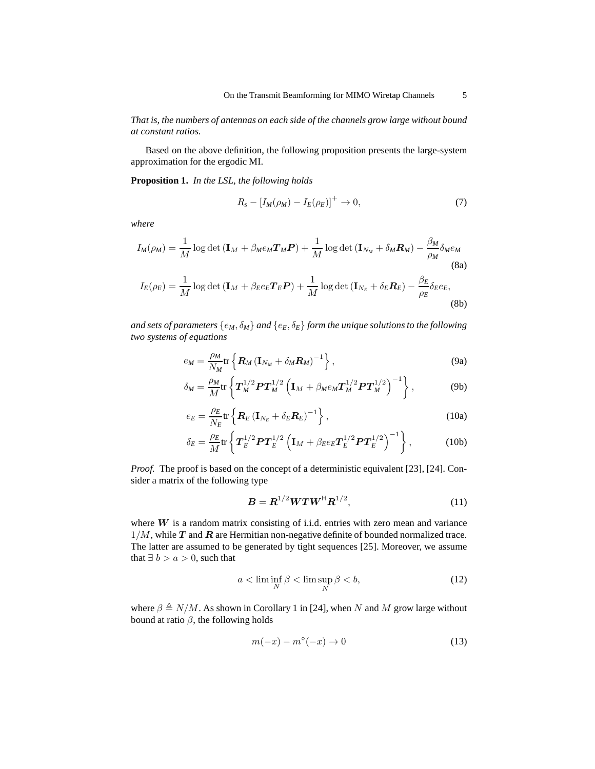*That is, the numbers of antennas on each side of the channels grow large without bound at constant ratios.*

Based on the above definition, the following proposition presents the large-system approximation for the ergodic MI.

**Proposition 1.** *In the LSL, the following holds*

$$R_s - [I_M(\rho_M) - I_E(\rho_E)]^+ \to 0, \tag{7}$$

*where*

$$I_M(\rho_M) = \frac{1}{M}\log\det\left(\mathbf{I}_M + \beta_M e_M \boldsymbol{T}_M \boldsymbol{P}\right) + \frac{1}{M}\log\det\left(\mathbf{I}_{N_M} + \delta_M \boldsymbol{R}_M\right) - \frac{\beta_M}{\rho_M}\delta_M e_M \tag{8a}$$

$$I_E(\rho_E) = \frac{1}{M}\log\det\left(\mathbf{I}_M + \beta_E e_E \boldsymbol{T}_E \boldsymbol{P}\right) + \frac{1}{M}\log\det\left(\mathbf{I}_{N_E} + \delta_E \boldsymbol{R}_E\right) - \frac{\beta_E}{\rho_E}\delta_E e_E, \tag{8b}$$

*and sets of parameters $\{e_M, \delta_M\}$ and $\{e_E, \delta_E\}$ form the unique solutions to the following two systems of equations*

$$e_M = \frac{\rho_M}{N_M}\mathrm{tr}\left\{\boldsymbol{R}_M\left(\mathbf{I}_{N_M} + \delta_M \boldsymbol{R}_M\right)^{-1}\right\}, \tag{9a}$$

$$\delta_M = \frac{\rho_M}{M}\mathrm{tr}\left\{\boldsymbol{T}_M^{1/2}\boldsymbol{P}\boldsymbol{T}_M^{1/2}\left(\mathbf{I}_M + \beta_M e_M \boldsymbol{T}_M^{1/2}\boldsymbol{P}\boldsymbol{T}_M^{1/2}\right)^{-1}\right\}, \tag{9b}$$

$$e_E = \frac{\rho_E}{N_E}\mathrm{tr}\left\{\boldsymbol{R}_E\left(\mathbf{I}_{N_E} + \delta_E \boldsymbol{R}_E\right)^{-1}\right\}, \tag{10a}$$

$$\delta_E = \frac{\rho_E}{M}\mathrm{tr}\left\{\boldsymbol{T}_E^{1/2}\boldsymbol{P}\boldsymbol{T}_E^{1/2}\left(\mathbf{I}_M + \beta_E e_E \boldsymbol{T}_E^{1/2}\boldsymbol{P}\boldsymbol{T}_E^{1/2}\right)^{-1}\right\}, \tag{10b}$$

*Proof.* The proof is based on the concept of a deterministic equivalent [23], [24]. Consider a matrix of the following type

$$\boldsymbol{B} = \boldsymbol{R}^{1/2}\boldsymbol{W}\boldsymbol{T}\boldsymbol{W}^{\mathsf{H}}\boldsymbol{R}^{1/2}, \tag{11}$$

where $\boldsymbol{W}$ is a random matrix consisting of i.i.d. entries with zero mean and variance $1/M$, while $\boldsymbol{T}$ and $\boldsymbol{R}$ are Hermitian non-negative definite of bounded normalized trace. The latter are assumed to be generated by tight sequences [25]. Moreover, we assume that $\exists\, b > a > 0$, such that

$$a < \liminf_N \beta < \limsup_N \beta < b, \tag{12}$$

where $\beta \triangleq N/M$. As shown in Corollary 1 in [24], when $N$ and $M$ grow large without bound at ratio $\beta$, the following holds

$$m(-x) - m^{\circ}(-x) \to 0 \tag{13}$$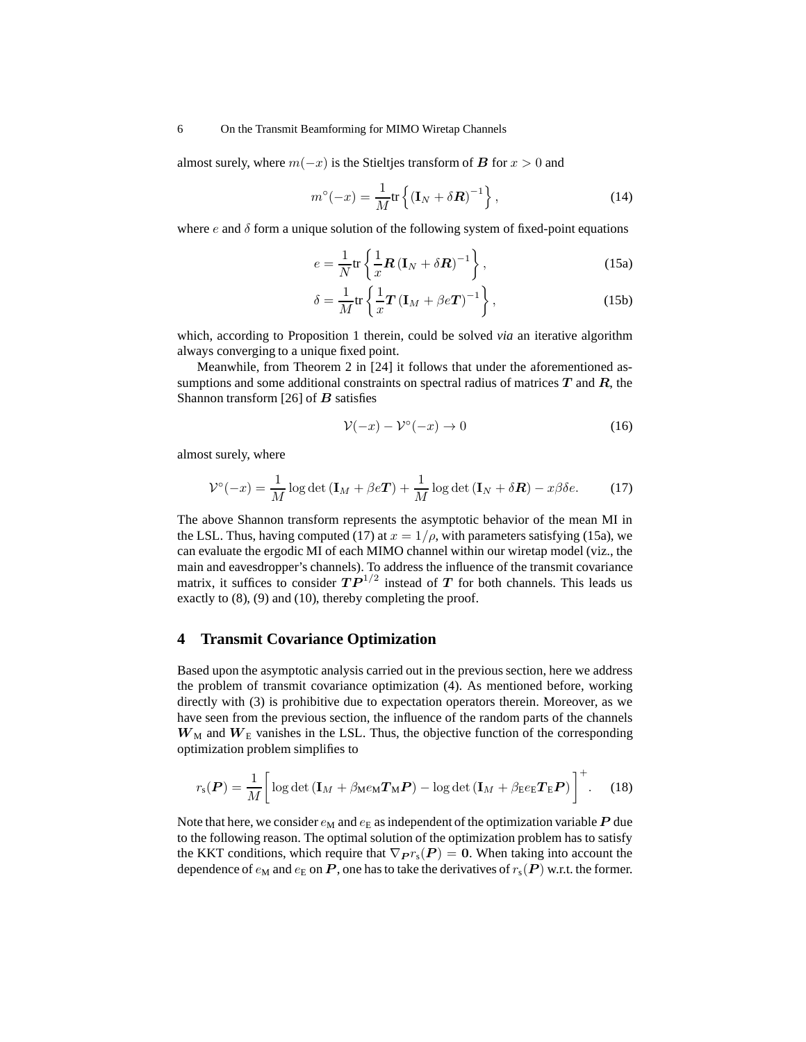almost surely, where $m(-x)$ is the Stieltjes transform of $\boldsymbol{B}$ for $x > 0$ and

$$m^{\circ}(-x) = \frac{1}{M}\text{tr}\left\{(\mathbf{I}_N + \delta \boldsymbol{R})^{-1}\right\}, \tag{14}$$

where $e$ and $\delta$ form a unique solution of the following system of fixed-point equations

$$e = \frac{1}{N}\text{tr}\left\{\frac{1}{x}\boldsymbol{R}\left(\mathbf{I}_N + \delta \boldsymbol{R}\right)^{-1}\right\}, \tag{15a}$$

$$\delta = \frac{1}{M}\text{tr}\left\{\frac{1}{x}\boldsymbol{T}\left(\mathbf{I}_M + \beta e \boldsymbol{T}\right)^{-1}\right\}, \tag{15b}$$

which, according to Proposition 1 therein, could be solved *via* an iterative algorithm always converging to a unique fixed point.

Meanwhile, from Theorem 2 in [24] it follows that under the aforementioned assumptions and some additional constraints on spectral radius of matrices $\boldsymbol{T}$ and $\boldsymbol{R}$, the Shannon transform [26] of $\boldsymbol{B}$ satisfies

$$\mathcal{V}(-x) - \mathcal{V}^{\circ}(-x) \to 0 \tag{16}$$

almost surely, where

$$\mathcal{V}^{\circ}(-x) = \frac{1}{M}\log\det\left(\mathbf{I}_M + \beta e \boldsymbol{T}\right) + \frac{1}{M}\log\det\left(\mathbf{I}_N + \delta \boldsymbol{R}\right) - x\beta\delta e. \tag{17}$$

The above Shannon transform represents the asymptotic behavior of the mean MI in the LSL. Thus, having computed (17) at $x = 1/\rho$, with parameters satisfying (15a), we can evaluate the ergodic MI of each MIMO channel within our wiretap model (viz., the main and eavesdropper's channels). To address the influence of the transmit covariance matrix, it suffices to consider $\boldsymbol{T}\boldsymbol{P}^{1/2}$ instead of $\boldsymbol{T}$ for both channels. This leads us exactly to (8), (9) and (10), thereby completing the proof.

## 4 Transmit Covariance Optimization

Based upon the asymptotic analysis carried out in the previous section, here we address the problem of transmit covariance optimization (4). As mentioned before, working directly with (3) is prohibitive due to expectation operators therein. Moreover, as we have seen from the previous section, the influence of the random parts of the channels $\boldsymbol{W}_{\text{M}}$ and $\boldsymbol{W}_{\text{E}}$ vanishes in the LSL. Thus, the objective function of the corresponding optimization problem simplifies to

$$r_{\text{s}}(\boldsymbol{P}) = \frac{1}{M}\left[\log\det\left(\mathbf{I}_M + \beta_{\text{M}} e_{\text{M}} \boldsymbol{T}_{\text{M}} \boldsymbol{P}\right) - \log\det\left(\mathbf{I}_M + \beta_{\text{E}} e_{\text{E}} \boldsymbol{T}_{\text{E}} \boldsymbol{P}\right)\right]^{+}. \tag{18}$$

Note that here, we consider $e_{\text{M}}$ and $e_{\text{E}}$ as independent of the optimization variable $\boldsymbol{P}$ due to the following reason. The optimal solution of the optimization problem has to satisfy the KKT conditions, which require that $\nabla_{\boldsymbol{P}} r_{\text{s}}(\boldsymbol{P}) = \mathbf{0}$. When taking into account the dependence of $e_{\text{M}}$ and $e_{\text{E}}$ on $\boldsymbol{P}$, one has to take the derivatives of $r_{\text{s}}(\boldsymbol{P})$ w.r.t. the former.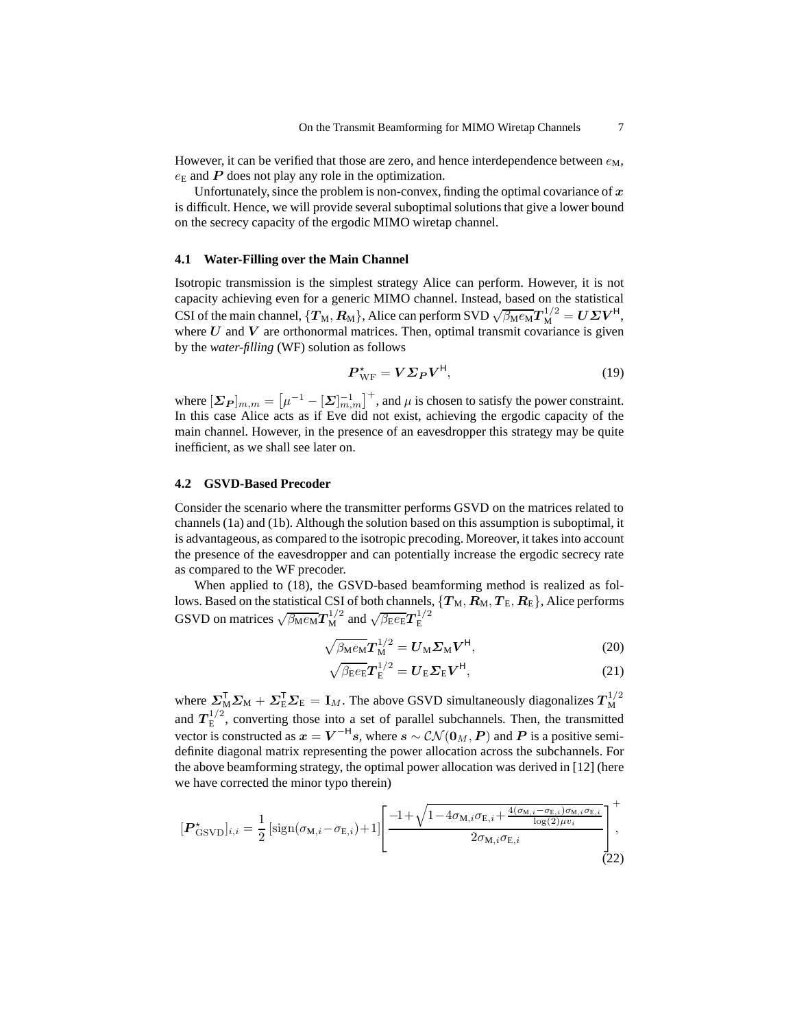However, it can be verified that those are zero, and hence interdependence between $e_{\mathrm{M}}$, $e_{\mathrm{E}}$ and $\boldsymbol{P}$ does not play any role in the optimization.

Unfortunately, since the problem is non-convex, finding the optimal covariance of $\boldsymbol{x}$ is difficult. Hence, we will provide several suboptimal solutions that give a lower bound on the secrecy capacity of the ergodic MIMO wiretap channel.

### 4.1 Water-Filling over the Main Channel

Isotropic transmission is the simplest strategy Alice can perform. However, it is not capacity achieving even for a generic MIMO channel. Instead, based on the statistical CSI of the main channel, $\{\boldsymbol{T}_{\mathrm{M}}, \boldsymbol{R}_{\mathrm{M}}\}$, Alice can perform SVD $\sqrt{\beta_{\mathrm{M}} e_{\mathrm{M}}}\boldsymbol{T}_{\mathrm{M}}^{1/2} = \boldsymbol{U}\boldsymbol{\Sigma}\boldsymbol{V}^{\mathsf{H}}$, where $\boldsymbol{U}$ and $\boldsymbol{V}$ are orthonormal matrices. Then, optimal transmit covariance is given by the *water-filling* (WF) solution as follows

$$\boldsymbol{P}_{\mathrm{WF}}^{\star} = \boldsymbol{V}\boldsymbol{\Sigma}_{\boldsymbol{P}}\boldsymbol{V}^{\mathsf{H}}, \tag{19}$$

where $[\boldsymbol{\Sigma}_{\boldsymbol{P}}]_{m,m} = \left[\mu^{-1} - [\boldsymbol{\Sigma}]_{m,m}^{-1}\right]^{+}$, and $\mu$ is chosen to satisfy the power constraint. In this case Alice acts as if Eve did not exist, achieving the ergodic capacity of the main channel. However, in the presence of an eavesdropper this strategy may be quite inefficient, as we shall see later on.

### 4.2 GSVD-Based Precoder

Consider the scenario where the transmitter performs GSVD on the matrices related to channels (1a) and (1b). Although the solution based on this assumption is suboptimal, it is advantageous, as compared to the isotropic precoding. Moreover, it takes into account the presence of the eavesdropper and can potentially increase the ergodic secrecy rate as compared to the WF precoder.

When applied to (18), the GSVD-based beamforming method is realized as follows. Based on the statistical CSI of both channels, $\{\boldsymbol{T}_{\mathrm{M}}, \boldsymbol{R}_{\mathrm{M}}, \boldsymbol{T}_{\mathrm{E}}, \boldsymbol{R}_{\mathrm{E}}\}$, Alice performs GSVD on matrices $\sqrt{\beta_{\mathrm{M}} e_{\mathrm{M}}}\boldsymbol{T}_{\mathrm{M}}^{1/2}$ and $\sqrt{\beta_{\mathrm{E}} e_{\mathrm{E}}}\boldsymbol{T}_{\mathrm{E}}^{1/2}$

$$\sqrt{\beta_{\mathrm{M}} e_{\mathrm{M}}}\boldsymbol{T}_{\mathrm{M}}^{1/2} = \boldsymbol{U}_{\mathrm{M}}\boldsymbol{\Sigma}_{\mathrm{M}}\boldsymbol{V}^{\mathsf{H}}, \tag{20}$$

$$\sqrt{\beta_{\mathrm{E}} e_{\mathrm{E}}}\boldsymbol{T}_{\mathrm{E}}^{1/2} = \boldsymbol{U}_{\mathrm{E}}\boldsymbol{\Sigma}_{\mathrm{E}}\boldsymbol{V}^{\mathsf{H}}, \tag{21}$$

where $\boldsymbol{\Sigma}_{\mathrm{M}}^{\mathsf{T}}\boldsymbol{\Sigma}_{\mathrm{M}} + \boldsymbol{\Sigma}_{\mathrm{E}}^{\mathsf{T}}\boldsymbol{\Sigma}_{\mathrm{E}} = \mathbf{I}_M$. The above GSVD simultaneously diagonalizes $\boldsymbol{T}_{\mathrm{M}}^{1/2}$ and $\boldsymbol{T}_{\mathrm{E}}^{1/2}$, converting those into a set of parallel subchannels. Then, the transmitted vector is constructed as $\boldsymbol{x} = \boldsymbol{V}^{-\mathsf{H}}\boldsymbol{s}$, where $\boldsymbol{s} \sim \mathcal{CN}(\mathbf{0}_M, \boldsymbol{P})$ and $\boldsymbol{P}$ is a positive semi-definite diagonal matrix representing the power allocation across the subchannels. For the above beamforming strategy, the optimal power allocation was derived in [12] (here we have corrected the minor typo therein)

$$[\boldsymbol{P}_{\mathrm{GSVD}}^{\star}]_{i,i} = \frac{1}{2}\left[\mathrm{sign}(\sigma_{\mathrm{M},i} - \sigma_{\mathrm{E},i}) + 1\right]\left[\frac{-1 + \sqrt{1 - 4\sigma_{\mathrm{M},i}\sigma_{\mathrm{E},i} + \frac{4(\sigma_{\mathrm{M},i} - \sigma_{\mathrm{E},i})\sigma_{\mathrm{M},i}\sigma_{\mathrm{E},i}}{\log(2)\mu v_i}}}{2\sigma_{\mathrm{M},i}\sigma_{\mathrm{E},i}}\right]^{+}, \tag{22}$$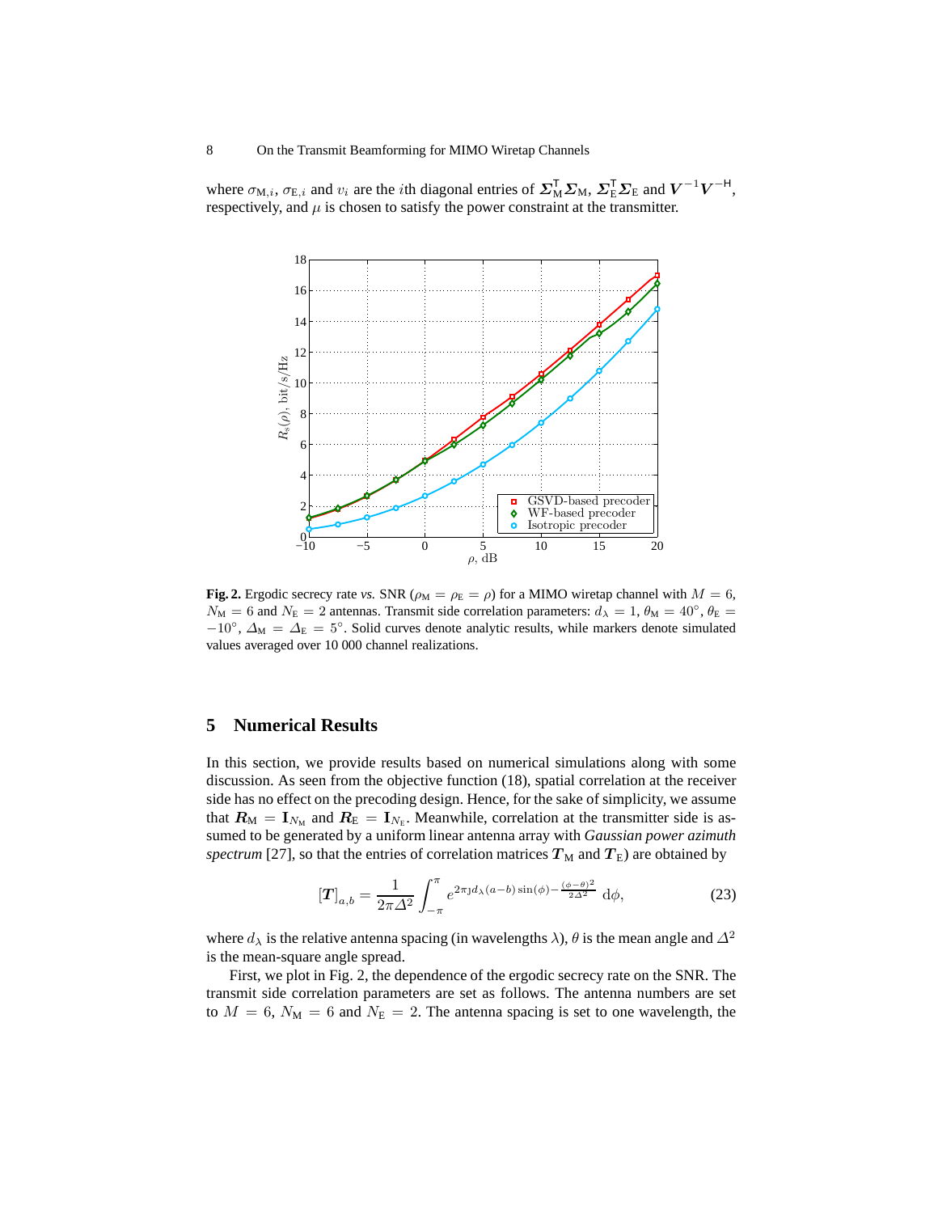where $\sigma_{\mathrm{M},i}$, $\sigma_{\mathrm{E},i}$ and $v_i$ are the $i$th diagonal entries of $\boldsymbol{\Sigma}_{\mathrm{M}}^{\mathsf{T}}\boldsymbol{\Sigma}_{\mathrm{M}}$, $\boldsymbol{\Sigma}_{\mathrm{E}}^{\mathsf{T}}\boldsymbol{\Sigma}_{\mathrm{E}}$ and $\boldsymbol{V}^{-1}\boldsymbol{V}^{-\mathsf{H}}$, respectively, and $\mu$ is chosen to satisfy the power constraint at the transmitter.

**Fig. 2.** Ergodic secrecy rate *vs.* SNR ($\rho_{\mathrm{M}} = \rho_{\mathrm{E}} = \rho$) for a MIMO wiretap channel with $M = 6$, $N_{\mathrm{M}} = 6$ and $N_{\mathrm{E}} = 2$ antennas. Transmit side correlation parameters: $d_\lambda = 1$, $\theta_{\mathrm{M}} = 40^\circ$, $\theta_{\mathrm{E}} = -10^\circ$, $\varDelta_{\mathrm{M}} = \varDelta_{\mathrm{E}} = 5^\circ$. Solid curves denote analytic results, while markers denote simulated values averaged over 10 000 channel realizations.

## 5 Numerical Results

In this section, we provide results based on numerical simulations along with some discussion. As seen from the objective function (18), spatial correlation at the receiver side has no effect on the precoding design. Hence, for the sake of simplicity, we assume that $\boldsymbol{R}_{\mathrm{M}} = \mathbf{I}_{N_{\mathrm{M}}}$ and $\boldsymbol{R}_{\mathrm{E}} = \mathbf{I}_{N_{\mathrm{E}}}$. Meanwhile, correlation at the transmitter side is assumed to be generated by a uniform linear antenna array with *Gaussian power azimuth spectrum* [27], so that the entries of correlation matrices $\boldsymbol{T}_{\mathrm{M}}$ and $\boldsymbol{T}_{\mathrm{E}}$) are obtained by

$$[\boldsymbol{T}]_{a,b} = \frac{1}{2\pi\varDelta^2}\int_{-\pi}^{\pi} e^{2\pi \jmath d_\lambda (a-b)\sin(\phi) - \frac{(\phi-\theta)^2}{2\varDelta^2}}\, \mathrm{d}\phi, \tag{23}$$

where $d_\lambda$ is the relative antenna spacing (in wavelengths $\lambda$), $\theta$ is the mean angle and $\varDelta^2$ is the mean-square angle spread.

First, we plot in Fig. 2, the dependence of the ergodic secrecy rate on the SNR. The transmit side correlation parameters are set as follows. The antenna numbers are set to $M = 6$, $N_{\mathrm{M}} = 6$ and $N_{\mathrm{E}} = 2$. The antenna spacing is set to one wavelength, the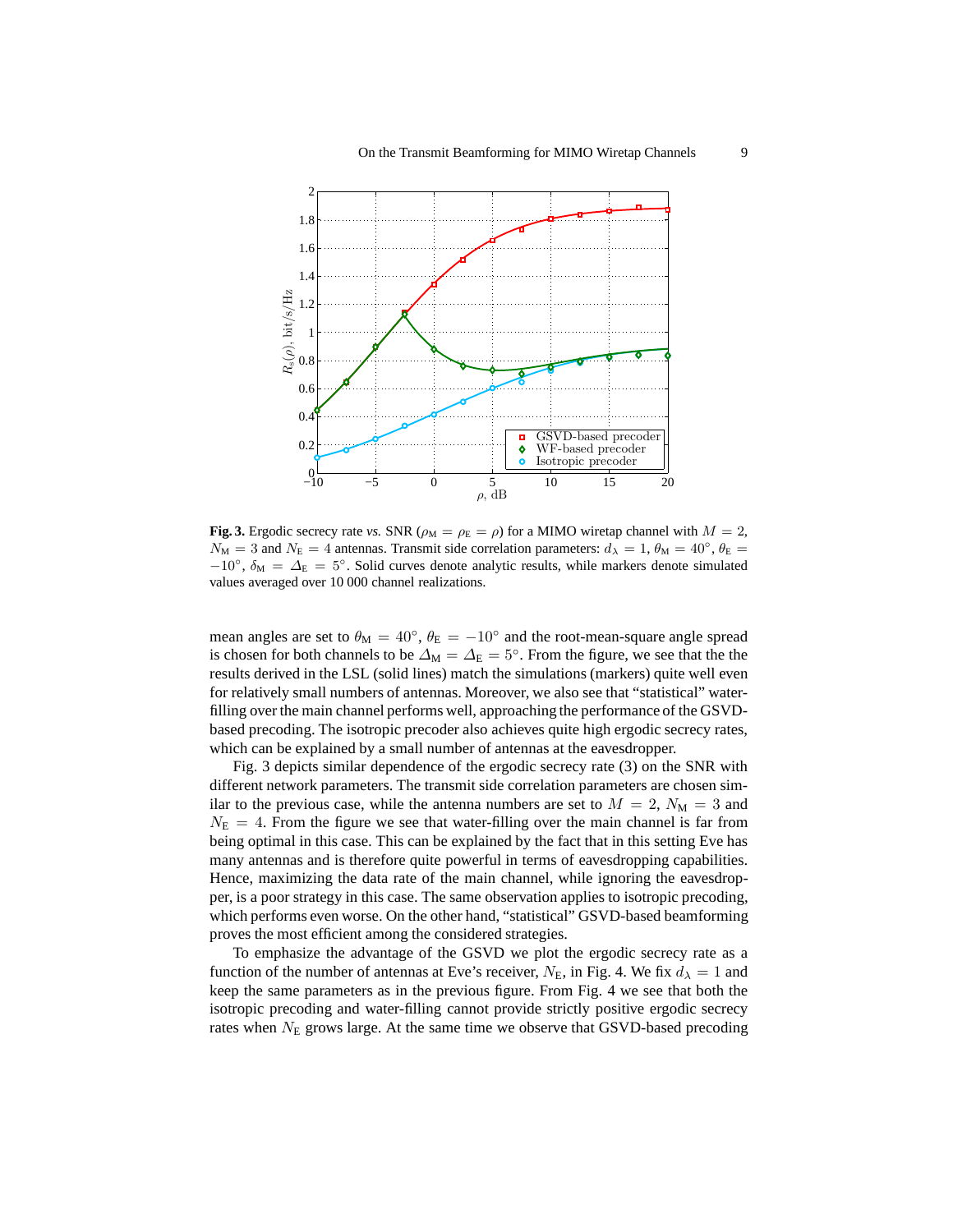**Fig. 3.** Ergodic secrecy rate *vs.* SNR ($\rho_{\mathrm{M}} = \rho_{\mathrm{E}} = \rho$) for a MIMO wiretap channel with $M = 2$, $N_{\mathrm{M}} = 3$ and $N_{\mathrm{E}} = 4$ antennas. Transmit side correlation parameters: $d_{\lambda} = 1$, $\theta_{\mathrm{M}} = 40^{\circ}$, $\theta_{\mathrm{E}} = -10^{\circ}$, $\delta_{\mathrm{M}} = \Delta_{\mathrm{E}} = 5^{\circ}$. Solid curves denote analytic results, while markers denote simulated values averaged over 10 000 channel realizations.

mean angles are set to $\theta_{\mathrm{M}} = 40^{\circ}$, $\theta_{\mathrm{E}} = -10^{\circ}$ and the root-mean-square angle spread is chosen for both channels to be $\Delta_{\mathrm{M}} = \Delta_{\mathrm{E}} = 5^{\circ}$. From the figure, we see that the the results derived in the LSL (solid lines) match the simulations (markers) quite well even for relatively small numbers of antennas. Moreover, we also see that "statistical" water-filling over the main channel performs well, approaching the performance of the GSVD-based precoding. The isotropic precoder also achieves quite high ergodic secrecy rates, which can be explained by a small number of antennas at the eavesdropper.

Fig. 3 depicts similar dependence of the ergodic secrecy rate (3) on the SNR with different network parameters. The transmit side correlation parameters are chosen similar to the previous case, while the antenna numbers are set to $M = 2$, $N_{\mathrm{M}} = 3$ and $N_{\mathrm{E}} = 4$. From the figure we see that water-filling over the main channel is far from being optimal in this case. This can be explained by the fact that in this setting Eve has many antennas and is therefore quite powerful in terms of eavesdropping capabilities. Hence, maximizing the data rate of the main channel, while ignoring the eavesdropper, is a poor strategy in this case. The same observation applies to isotropic precoding, which performs even worse. On the other hand, "statistical" GSVD-based beamforming proves the most efficient among the considered strategies.

To emphasize the advantage of the GSVD we plot the ergodic secrecy rate as a function of the number of antennas at Eve's receiver, $N_{\mathrm{E}}$, in Fig. 4. We fix $d_{\lambda} = 1$ and keep the same parameters as in the previous figure. From Fig. 4 we see that both the isotropic precoding and water-filling cannot provide strictly positive ergodic secrecy rates when $N_{\mathrm{E}}$ grows large. At the same time we observe that GSVD-based precoding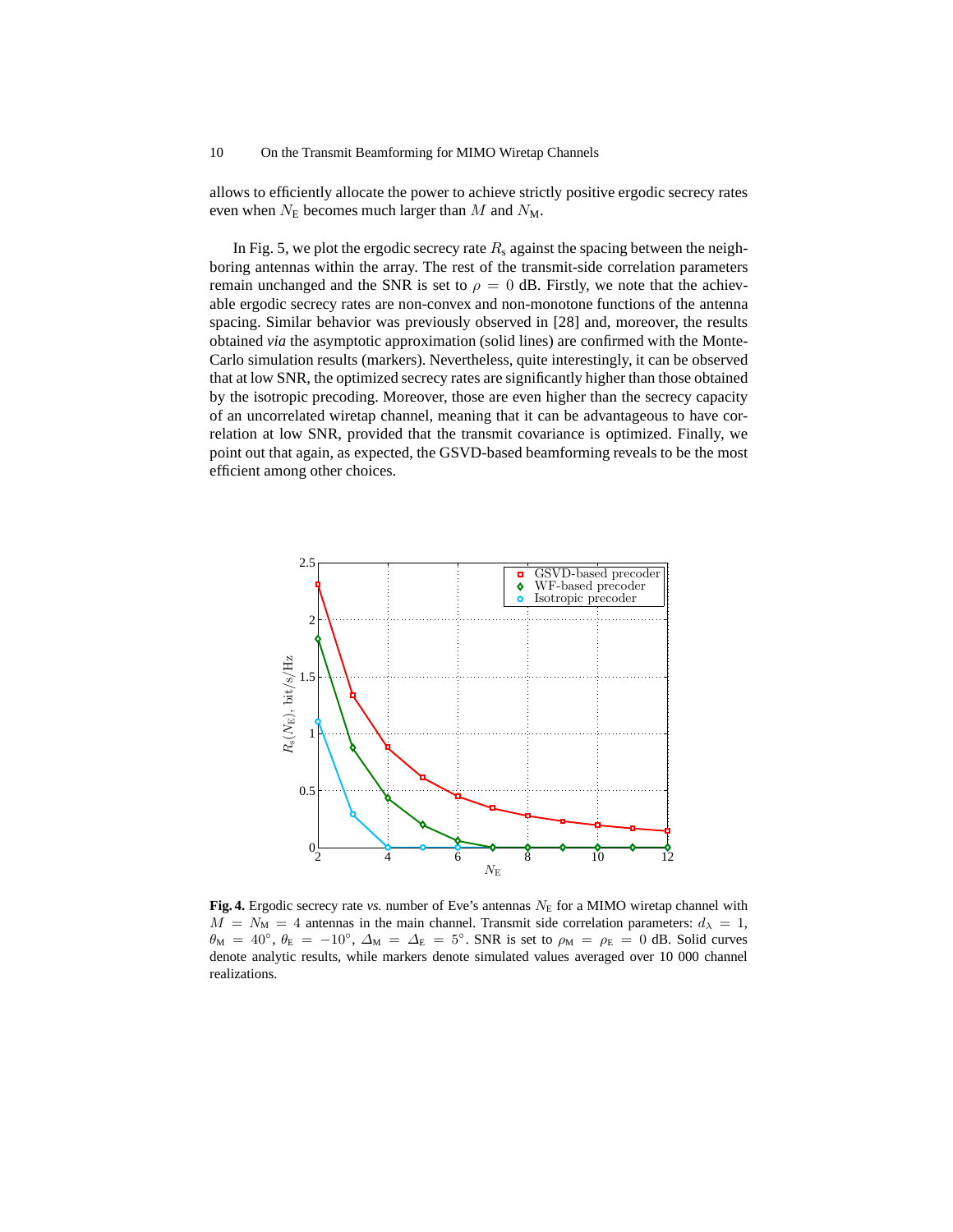allows to efficiently allocate the power to achieve strictly positive ergodic secrecy rates even when $N_{\mathrm{E}}$ becomes much larger than $M$ and $N_{\mathrm{M}}$.

In Fig. 5, we plot the ergodic secrecy rate $R_{\mathrm{s}}$ against the spacing between the neighboring antennas within the array. The rest of the transmit-side correlation parameters remain unchanged and the SNR is set to $\rho = 0$ dB. Firstly, we note that the achievable ergodic secrecy rates are non-convex and non-monotone functions of the antenna spacing. Similar behavior was previously observed in [28] and, moreover, the results obtained *via* the asymptotic approximation (solid lines) are confirmed with the Monte-Carlo simulation results (markers). Nevertheless, quite interestingly, it can be observed that at low SNR, the optimized secrecy rates are significantly higher than those obtained by the isotropic precoding. Moreover, those are even higher than the secrecy capacity of an uncorrelated wiretap channel, meaning that it can be advantageous to have correlation at low SNR, provided that the transmit covariance is optimized. Finally, we point out that again, as expected, the GSVD-based beamforming reveals to be the most efficient among other choices.

**Fig. 4.** Ergodic secrecy rate *vs.* number of Eve's antennas $N_{\mathrm{E}}$ for a MIMO wiretap channel with $M = N_{\mathrm{M}} = 4$ antennas in the main channel. Transmit side correlation parameters: $d_{\lambda} = 1$, $\theta_{\mathrm{M}} = 40^{\circ}$, $\theta_{\mathrm{E}} = -10^{\circ}$, $\Delta_{\mathrm{M}} = \Delta_{\mathrm{E}} = 5^{\circ}$. SNR is set to $\rho_{\mathrm{M}} = \rho_{\mathrm{E}} = 0$ dB. Solid curves denote analytic results, while markers denote simulated values averaged over 10 000 channel realizations.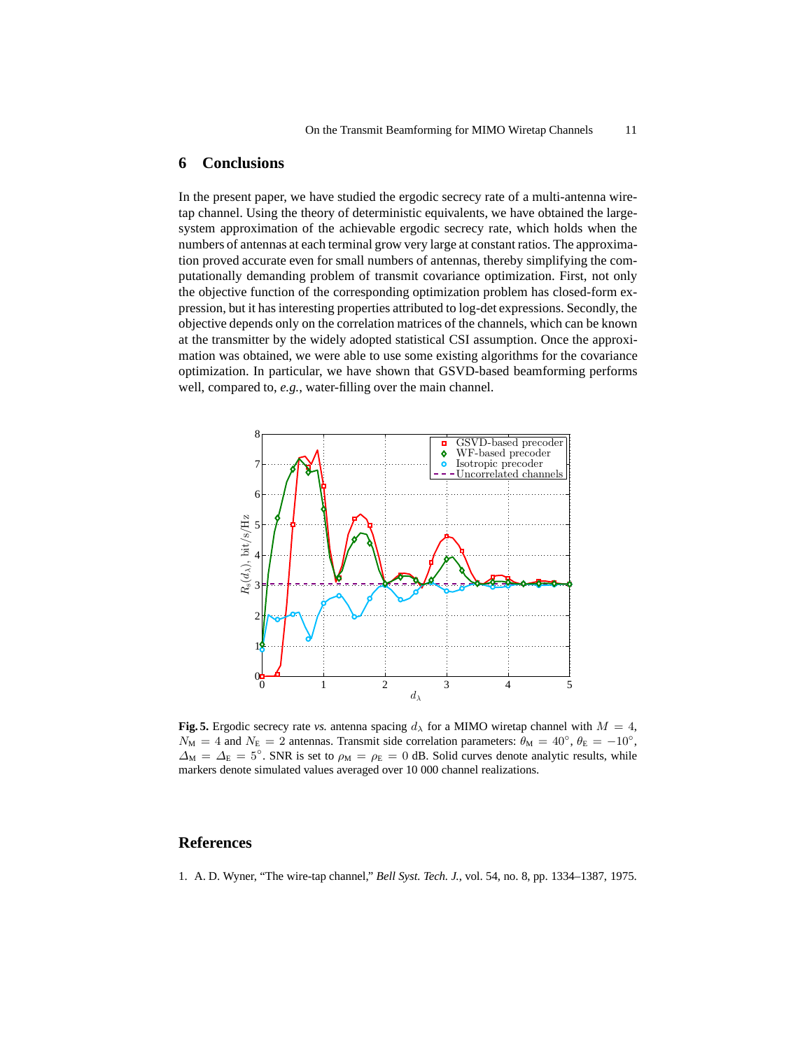## 6 Conclusions

In the present paper, we have studied the ergodic secrecy rate of a multi-antenna wiretap channel. Using the theory of deterministic equivalents, we have obtained the large-system approximation of the achievable ergodic secrecy rate, which holds when the numbers of antennas at each terminal grow very large at constant ratios. The approximation proved accurate even for small numbers of antennas, thereby simplifying the computationally demanding problem of transmit covariance optimization. First, not only the objective function of the corresponding optimization problem has closed-form expression, but it has interesting properties attributed to log-det expressions. Secondly, the objective depends only on the correlation matrices of the channels, which can be known at the transmitter by the widely adopted statistical CSI assumption. Once the approximation was obtained, we were able to use some existing algorithms for the covariance optimization. In particular, we have shown that GSVD-based beamforming performs well, compared to, *e.g.*, water-filling over the main channel.

**Fig. 5.** Ergodic secrecy rate *vs.* antenna spacing $d_\lambda$ for a MIMO wiretap channel with $M = 4$, $N_\mathrm{M} = 4$ and $N_\mathrm{E} = 2$ antennas. Transmit side correlation parameters: $\theta_\mathrm{M} = 40^\circ$, $\theta_\mathrm{E} = -10^\circ$, $\Delta_\mathrm{M} = \Delta_\mathrm{E} = 5^\circ$. SNR is set to $\rho_\mathrm{M} = \rho_\mathrm{E} = 0$ dB. Solid curves denote analytic results, while markers denote simulated values averaged over 10 000 channel realizations.

## References

1. A. D. Wyner, "The wire-tap channel," *Bell Syst. Tech. J.*, vol. 54, no. 8, pp. 1334–1387, 1975.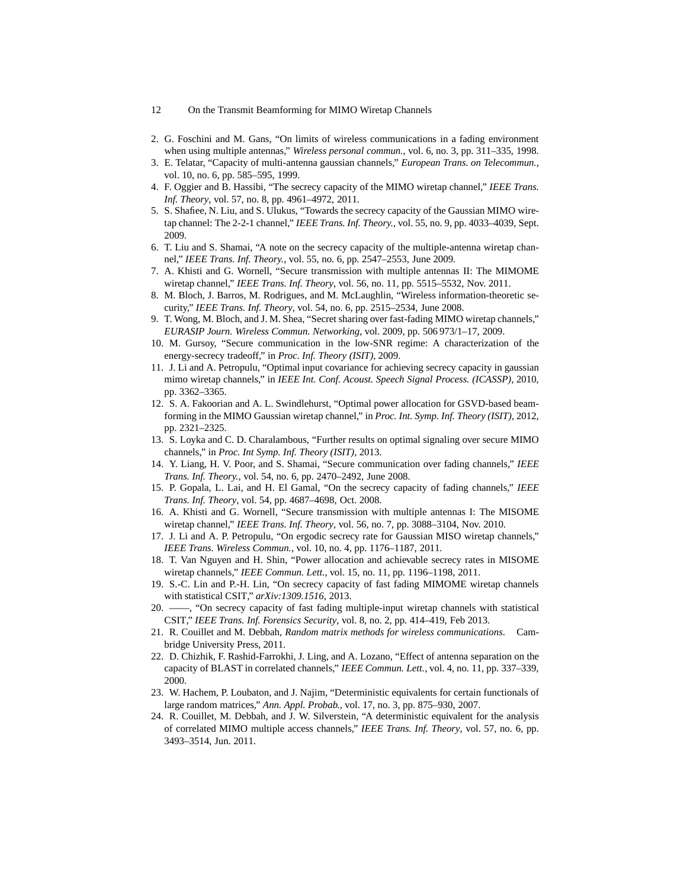2. G. Foschini and M. Gans, "On limits of wireless communications in a fading environment when using multiple antennas," *Wireless personal commun.*, vol. 6, no. 3, pp. 311–335, 1998.
3. E. Telatar, "Capacity of multi-antenna gaussian channels," *European Trans. on Telecommun.*, vol. 10, no. 6, pp. 585–595, 1999.
4. F. Oggier and B. Hassibi, "The secrecy capacity of the MIMO wiretap channel," *IEEE Trans. Inf. Theory*, vol. 57, no. 8, pp. 4961–4972, 2011.
5. S. Shafiee, N. Liu, and S. Ulukus, "Towards the secrecy capacity of the Gaussian MIMO wiretap channel: The 2-2-1 channel," *IEEE Trans. Inf. Theory.*, vol. 55, no. 9, pp. 4033–4039, Sept. 2009.
6. T. Liu and S. Shamai, "A note on the secrecy capacity of the multiple-antenna wiretap channel," *IEEE Trans. Inf. Theory.*, vol. 55, no. 6, pp. 2547–2553, June 2009.
7. A. Khisti and G. Wornell, "Secure transmission with multiple antennas II: The MIMOME wiretap channel," *IEEE Trans. Inf. Theory*, vol. 56, no. 11, pp. 5515–5532, Nov. 2011.
8. M. Bloch, J. Barros, M. Rodrigues, and M. McLaughlin, "Wireless information-theoretic security," *IEEE Trans. Inf. Theory*, vol. 54, no. 6, pp. 2515–2534, June 2008.
9. T. Wong, M. Bloch, and J. M. Shea, "Secret sharing over fast-fading MIMO wiretap channels," *EURASIP Journ. Wireless Commun. Networking*, vol. 2009, pp. 506 973/1–17, 2009.
10. M. Gursoy, "Secure communication in the low-SNR regime: A characterization of the energy-secrecy tradeoff," in *Proc. Inf. Theory (ISIT)*, 2009.
11. J. Li and A. Petropulu, "Optimal input covariance for achieving secrecy capacity in gaussian mimo wiretap channels," in *IEEE Int. Conf. Acoust. Speech Signal Process. (ICASSP)*, 2010, pp. 3362–3365.
12. S. A. Fakoorian and A. L. Swindlehurst, "Optimal power allocation for GSVD-based beamforming in the MIMO Gaussian wiretap channel," in *Proc. Int. Symp. Inf. Theory (ISIT)*, 2012, pp. 2321–2325.
13. S. Loyka and C. D. Charalambous, "Further results on optimal signaling over secure MIMO channels," in *Proc. Int Symp. Inf. Theory (ISIT)*, 2013.
14. Y. Liang, H. V. Poor, and S. Shamai, "Secure communication over fading channels," *IEEE Trans. Inf. Theory.*, vol. 54, no. 6, pp. 2470–2492, June 2008.
15. P. Gopala, L. Lai, and H. El Gamal, "On the secrecy capacity of fading channels," *IEEE Trans. Inf. Theory*, vol. 54, pp. 4687–4698, Oct. 2008.
16. A. Khisti and G. Wornell, "Secure transmission with multiple antennas I: The MISOME wiretap channel," *IEEE Trans. Inf. Theory*, vol. 56, no. 7, pp. 3088–3104, Nov. 2010.
17. J. Li and A. P. Petropulu, "On ergodic secrecy rate for Gaussian MISO wiretap channels," *IEEE Trans. Wireless Commun.*, vol. 10, no. 4, pp. 1176–1187, 2011.
18. T. Van Nguyen and H. Shin, "Power allocation and achievable secrecy rates in MISOME wiretap channels," *IEEE Commun. Lett.*, vol. 15, no. 11, pp. 1196–1198, 2011.
19. S.-C. Lin and P.-H. Lin, "On secrecy capacity of fast fading MIMOME wiretap channels with statistical CSIT," *arXiv:1309.1516*, 2013.
20. ——, "On secrecy capacity of fast fading multiple-input wiretap channels with statistical CSIT," *IEEE Trans. Inf. Forensics Security*, vol. 8, no. 2, pp. 414–419, Feb 2013.
21. R. Couillet and M. Debbah, *Random matrix methods for wireless communications*. Cambridge University Press, 2011.
22. D. Chizhik, F. Rashid-Farrokhi, J. Ling, and A. Lozano, "Effect of antenna separation on the capacity of BLAST in correlated channels," *IEEE Commun. Lett.*, vol. 4, no. 11, pp. 337–339, 2000.
23. W. Hachem, P. Loubaton, and J. Najim, "Deterministic equivalents for certain functionals of large random matrices," *Ann. Appl. Probab.*, vol. 17, no. 3, pp. 875–930, 2007.
24. R. Couillet, M. Debbah, and J. W. Silverstein, "A deterministic equivalent for the analysis of correlated MIMO multiple access channels," *IEEE Trans. Inf. Theory*, vol. 57, no. 6, pp. 3493–3514, Jun. 2011.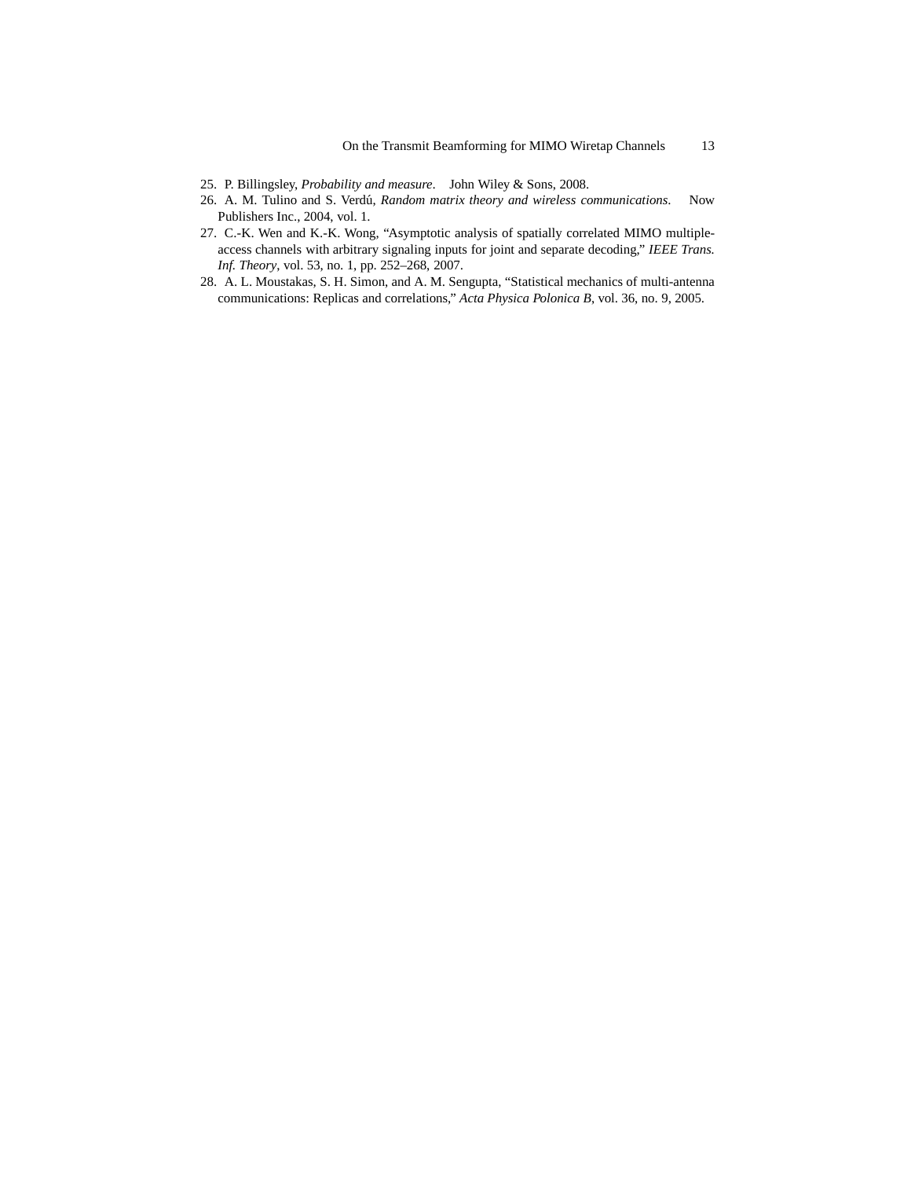25. P. Billingsley, *Probability and measure*. John Wiley & Sons, 2008.
26. A. M. Tulino and S. Verdú, *Random matrix theory and wireless communications*. Now Publishers Inc., 2004, vol. 1.
27. C.-K. Wen and K.-K. Wong, "Asymptotic analysis of spatially correlated MIMO multiple-access channels with arbitrary signaling inputs for joint and separate decoding," *IEEE Trans. Inf. Theory*, vol. 53, no. 1, pp. 252–268, 2007.
28. A. L. Moustakas, S. H. Simon, and A. M. Sengupta, "Statistical mechanics of multi-antenna communications: Replicas and correlations," *Acta Physica Polonica B*, vol. 36, no. 9, 2005.